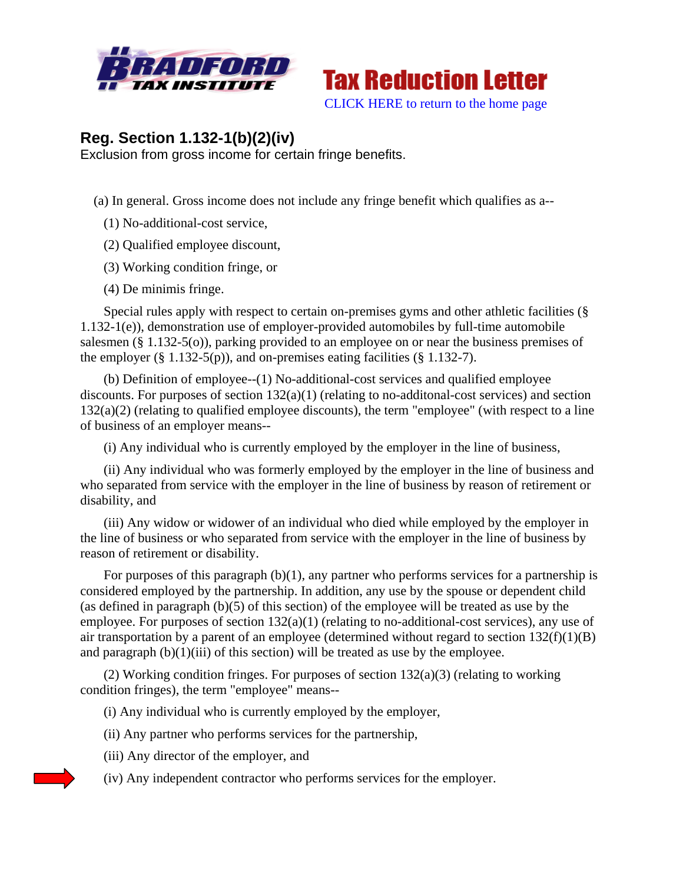# Tax Reduction Letter

CLICK HERE to return to the home page

## Reg. Section 1.132-1(b)(2)(iv)

Exclusion from gross income for certain fringe benefits.

(a) In general. Gross income does not include any fringe benefit which qualifies as a--

(1) No-additional-cost service,

(2) Qualified employee discount,

(3) Working condition fringe, or

(4) De minimis fringe.

Special rules apply with respect to certain on-premises gyms and other athletic facilities (§ 1.132-1(e)), demonstration use of employer-provided automobiles by full-time automobile salesmen (§ 1.132-5(o)), parking provided to an employee on or near the business premises of the employer (§ 1.132-5(p)), and on-premises eating facilities (§ 1.132-7).

(b) Definition of employee--(1) No-additional-cost services and qualified employee discounts. For purposes of section 132(a)(1) (relating to no-additonal-cost services) and section 132(a)(2) (relating to qualified employee discounts), the term "employee" (with respect to a line of business of an employer means--

(i) Any individual who is currently employed by the employer in the line of business,

(ii) Any individual who was formerly employed by the employer in the line of business and who separated from service with the employer in the line of business by reason of retirement or disability, and

(iii) Any widow or widower of an individual who died while employed by the employer in the line of business or who separated from service with the employer in the line of business by reason of retirement or disability.

For purposes of this paragraph (b)(1), any partner who performs services for a partnership is considered employed by the partnership. In addition, any use by the spouse or dependent child (as defined in paragraph (b)(5) of this section) of the employee will be treated as use by the employee. For purposes of section 132(a)(1) (relating to no-additional-cost services), any use of air transportation by a parent of an employee (determined without regard to section 132(f)(1)(B) and paragraph (b)(1)(iii) of this section) will be treated as use by the employee.

(2) Working condition fringes. For purposes of section 132(a)(3) (relating to working condition fringes), the term "employee" means--

(i) Any individual who is currently employed by the employer,

(ii) Any partner who performs services for the partnership,

(iii) Any director of the employer, and

(iv) Any independent contractor who performs services for the employer.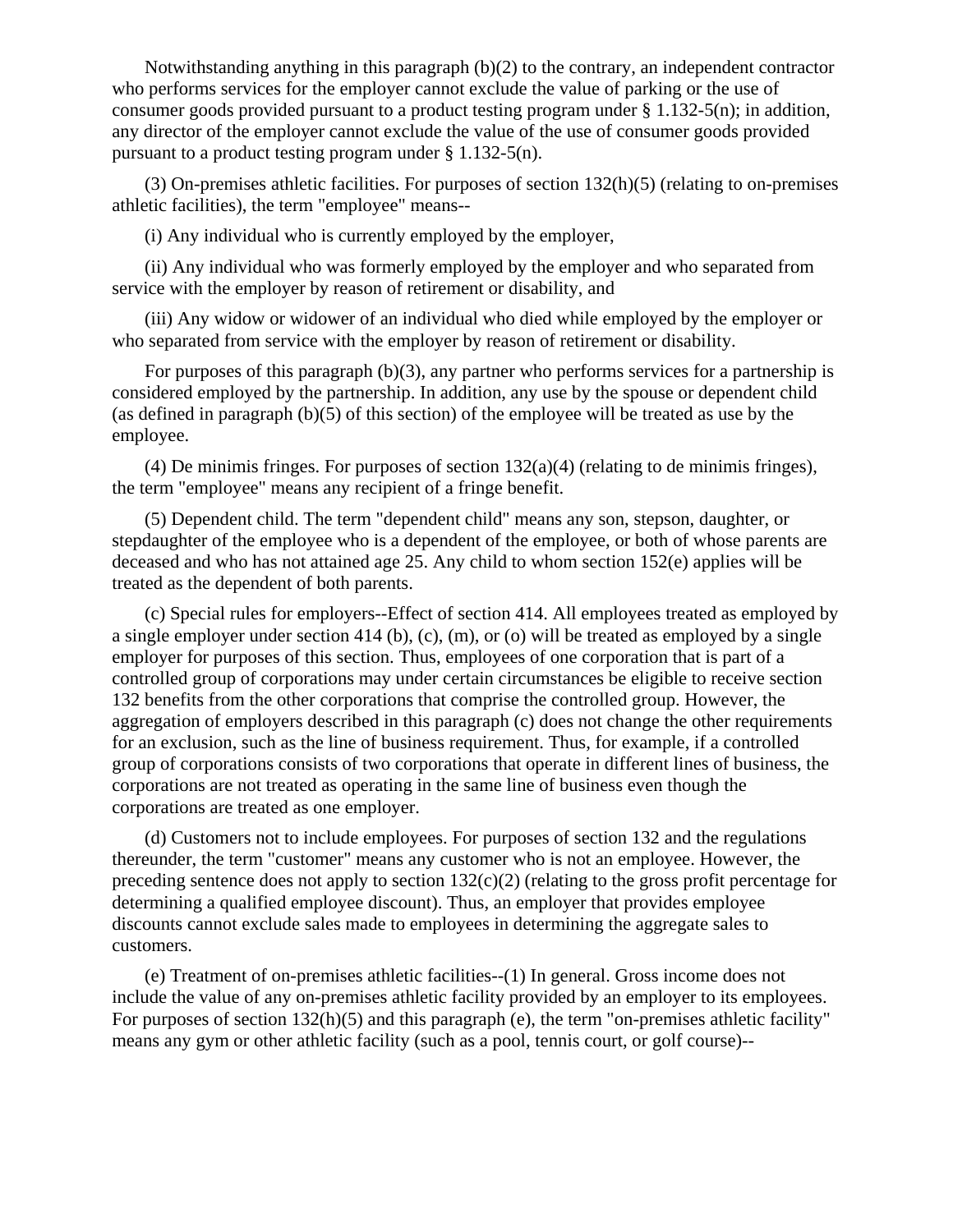Notwithstanding anything in this paragraph (b)(2) to the contrary, an independent contractor who performs services for the employer cannot exclude the value of parking or the use of consumer goods provided pursuant to a product testing program under § 1.132-5(n); in addition, any director of the employer cannot exclude the value of the use of consumer goods provided pursuant to a product testing program under § 1.132-5(n).

(3) On-premises athletic facilities. For purposes of section 132(h)(5) (relating to on-premises athletic facilities), the term "employee" means--

(i) Any individual who is currently employed by the employer,

(ii) Any individual who was formerly employed by the employer and who separated from service with the employer by reason of retirement or disability, and

(iii) Any widow or widower of an individual who died while employed by the employer or who separated from service with the employer by reason of retirement or disability.

For purposes of this paragraph (b)(3), any partner who performs services for a partnership is considered employed by the partnership. In addition, any use by the spouse or dependent child (as defined in paragraph (b)(5) of this section) of the employee will be treated as use by the employee.

(4) De minimis fringes. For purposes of section 132(a)(4) (relating to de minimis fringes), the term "employee" means any recipient of a fringe benefit.

(5) Dependent child. The term "dependent child" means any son, stepson, daughter, or stepdaughter of the employee who is a dependent of the employee, or both of whose parents are deceased and who has not attained age 25. Any child to whom section 152(e) applies will be treated as the dependent of both parents.

(c) Special rules for employers--Effect of section 414. All employees treated as employed by a single employer under section 414 (b), (c), (m), or (o) will be treated as employed by a single employer for purposes of this section. Thus, employees of one corporation that is part of a controlled group of corporations may under certain circumstances be eligible to receive section 132 benefits from the other corporations that comprise the controlled group. However, the aggregation of employers described in this paragraph (c) does not change the other requirements for an exclusion, such as the line of business requirement. Thus, for example, if a controlled group of corporations consists of two corporations that operate in different lines of business, the corporations are not treated as operating in the same line of business even though the corporations are treated as one employer.

(d) Customers not to include employees. For purposes of section 132 and the regulations thereunder, the term "customer" means any customer who is not an employee. However, the preceding sentence does not apply to section 132(c)(2) (relating to the gross profit percentage for determining a qualified employee discount). Thus, an employer that provides employee discounts cannot exclude sales made to employees in determining the aggregate sales to customers.

(e) Treatment of on-premises athletic facilities--(1) In general. Gross income does not include the value of any on-premises athletic facility provided by an employer to its employees. For purposes of section 132(h)(5) and this paragraph (e), the term "on-premises athletic facility" means any gym or other athletic facility (such as a pool, tennis court, or golf course)--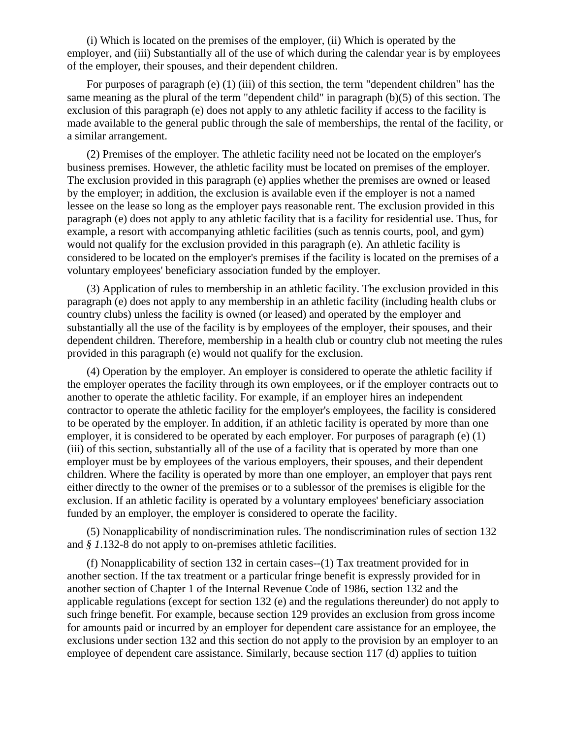(i) Which is located on the premises of the employer, (ii) Which is operated by the employer, and (iii) Substantially all of the use of which during the calendar year is by employees of the employer, their spouses, and their dependent children.

For purposes of paragraph (e) (1) (iii) of this section, the term "dependent children" has the same meaning as the plural of the term "dependent child" in paragraph (b)(5) of this section. The exclusion of this paragraph (e) does not apply to any athletic facility if access to the facility is made available to the general public through the sale of memberships, the rental of the facility, or a similar arrangement.

(2) Premises of the employer. The athletic facility need not be located on the employer's business premises. However, the athletic facility must be located on premises of the employer. The exclusion provided in this paragraph (e) applies whether the premises are owned or leased by the employer; in addition, the exclusion is available even if the employer is not a named lessee on the lease so long as the employer pays reasonable rent. The exclusion provided in this paragraph (e) does not apply to any athletic facility that is a facility for residential use. Thus, for example, a resort with accompanying athletic facilities (such as tennis courts, pool, and gym) would not qualify for the exclusion provided in this paragraph (e). An athletic facility is considered to be located on the employer's premises if the facility is located on the premises of a voluntary employees' beneficiary association funded by the employer.

(3) Application of rules to membership in an athletic facility. The exclusion provided in this paragraph (e) does not apply to any membership in an athletic facility (including health clubs or country clubs) unless the facility is owned (or leased) and operated by the employer and substantially all the use of the facility is by employees of the employer, their spouses, and their dependent children. Therefore, membership in a health club or country club not meeting the rules provided in this paragraph (e) would not qualify for the exclusion.

(4) Operation by the employer. An employer is considered to operate the athletic facility if the employer operates the facility through its own employees, or if the employer contracts out to another to operate the athletic facility. For example, if an employer hires an independent contractor to operate the athletic facility for the employer's employees, the facility is considered to be operated by the employer. In addition, if an athletic facility is operated by more than one employer, it is considered to be operated by each employer. For purposes of paragraph (e) (1) (iii) of this section, substantially all of the use of a facility that is operated by more than one employer must be by employees of the various employers, their spouses, and their dependent children. Where the facility is operated by more than one employer, an employer that pays rent either directly to the owner of the premises or to a sublessor of the premises is eligible for the exclusion. If an athletic facility is operated by a voluntary employees' beneficiary association funded by an employer, the employer is considered to operate the facility.

(5) Nonapplicability of nondiscrimination rules. The nondiscrimination rules of section 132 and *§ 1*.132-8 do not apply to on-premises athletic facilities.

(f) Nonapplicability of section 132 in certain cases--(1) Tax treatment provided for in another section. If the tax treatment or a particular fringe benefit is expressly provided for in another section of Chapter 1 of the Internal Revenue Code of 1986, section 132 and the applicable regulations (except for section 132 (e) and the regulations thereunder) do not apply to such fringe benefit. For example, because section 129 provides an exclusion from gross income for amounts paid or incurred by an employer for dependent care assistance for an employee, the exclusions under section 132 and this section do not apply to the provision by an employer to an employee of dependent care assistance. Similarly, because section 117 (d) applies to tuition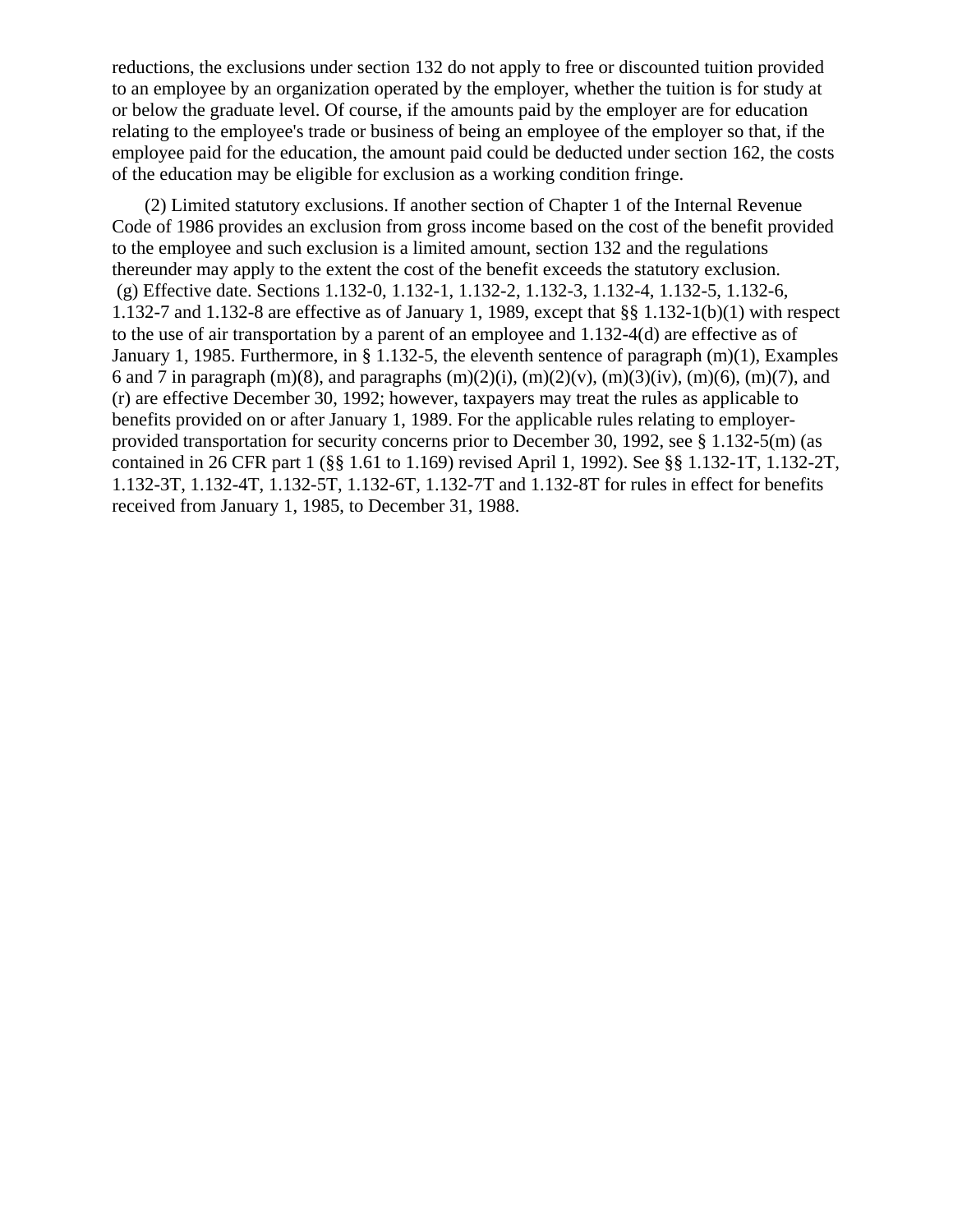reductions, the exclusions under section 132 do not apply to free or discounted tuition provided to an employee by an organization operated by the employer, whether the tuition is for study at or below the graduate level. Of course, if the amounts paid by the employer are for education relating to the employee's trade or business of being an employee of the employer so that, if the employee paid for the education, the amount paid could be deducted under section 162, the costs of the education may be eligible for exclusion as a working condition fringe.

(2) Limited statutory exclusions. If another section of Chapter 1 of the Internal Revenue Code of 1986 provides an exclusion from gross income based on the cost of the benefit provided to the employee and such exclusion is a limited amount, section 132 and the regulations thereunder may apply to the extent the cost of the benefit exceeds the statutory exclusion.

(g) Effective date. Sections 1.132-0, 1.132-1, 1.132-2, 1.132-3, 1.132-4, 1.132-5, 1.132-6, 1.132-7 and 1.132-8 are effective as of January 1, 1989, except that §§ 1.132-1(b)(1) with respect to the use of air transportation by a parent of an employee and 1.132-4(d) are effective as of January 1, 1985. Furthermore, in § 1.132-5, the eleventh sentence of paragraph (m)(1), Examples 6 and 7 in paragraph (m)(8), and paragraphs (m)(2)(i), (m)(2)(v), (m)(3)(iv), (m)(6), (m)(7), and (r) are effective December 30, 1992; however, taxpayers may treat the rules as applicable to benefits provided on or after January 1, 1989. For the applicable rules relating to employer-provided transportation for security concerns prior to December 30, 1992, see § 1.132-5(m) (as contained in 26 CFR part 1 (§§ 1.61 to 1.169) revised April 1, 1992). See §§ 1.132-1T, 1.132-2T, 1.132-3T, 1.132-4T, 1.132-5T, 1.132-6T, 1.132-7T and 1.132-8T for rules in effect for benefits received from January 1, 1985, to December 31, 1988.